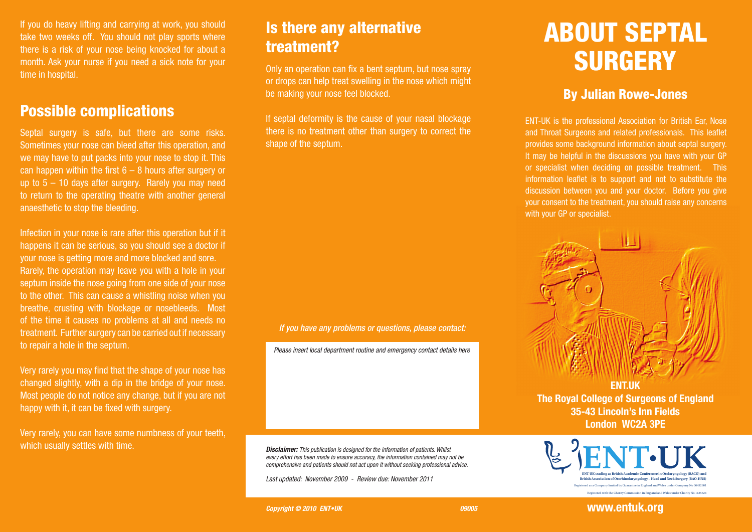If you do heavy lifting and carrying at work, you should take two weeks off. You should not play sports where there is a risk of your nose being knocked for about a month. Ask your nurse if you need a sick note for your time in hospital.

## Possible complications

Septal surgery is safe, but there are some risks. Sometimes your nose can bleed after this operation, and we may have to put packs into your nose to stop it. This can happen within the first 6 – 8 hours after surgery or up to 5 – 10 days after surgery. Rarely you may need to return to the operating theatre with another general anaesthetic to stop the bleeding.

Infection in your nose is rare after this operation but if it happens it can be serious, so you should see a doctor if your nose is getting more and more blocked and sore. Rarely, the operation may leave you with a hole in your septum inside the nose going from one side of your nose to the other. This can cause a whistling noise when you breathe, crusting with blockage or nosebleeds. Most of the time it causes no problems at all and needs no treatment. Further surgery can be carried out if necessary to repair a hole in the septum.

Very rarely you may find that the shape of your nose has changed slightly, with a dip in the bridge of your nose. Most people do not notice any change, but if you are not happy with it, it can be fixed with surgery.

Very rarely, you can have some numbness of your teeth, which usually settles with time.

## Is there any alternative treatment?

Only an operation can fix a bent septum, but nose spray or drops can help treat swelling in the nose which might be making your nose feel blocked.

If septal deformity is the cause of your nasal blockage there is no treatment other than surgery to correct the shape of the septum.

*If you have any problems or questions, please contact:*

*Please insert local department routine and emergency contact details here*

***Disclaimer:*** *This publication is designed for the information of patients. Whilst every effort has been made to ensure accuracy, the information contained may not be comprehensive and patients should not act upon it without seeking professional advice.*

*Last updated: November 2009 - Review due: November 2011*

***Copyright © 2010 ENT•UK*** *09005*

# ABOUT SEPTAL SURGERY

## By Julian Rowe-Jones

ENT-UK is the professional Association for British Ear, Nose and Throat Surgeons and related professionals. This leaflet provides some background information about septal surgery. It may be helpful in the discussions you have with your GP or specialist when deciding on possible treatment. This information leaflet is to support and not to substitute the discussion between you and your doctor. Before you give your consent to the treatment, you should raise any concerns with your GP or specialist.

**ENT.UK**
**The Royal College of Surgeons of England**
**35-43 Lincoln's Inn Fields**
**London WC2A 3PE**

ENT•UK

ENT UK trading as British Academic Conference in Otolaryngology (BACO) and British Association of Otorhinolaryngology – Head and Neck Surgery (BAO-HNS)

Registered as a Company limited by Guarantee in England and Wales under Company No 06452601

Registered with the Charity Commission in England and Wales under Charity No 1125524

**www.entuk.org**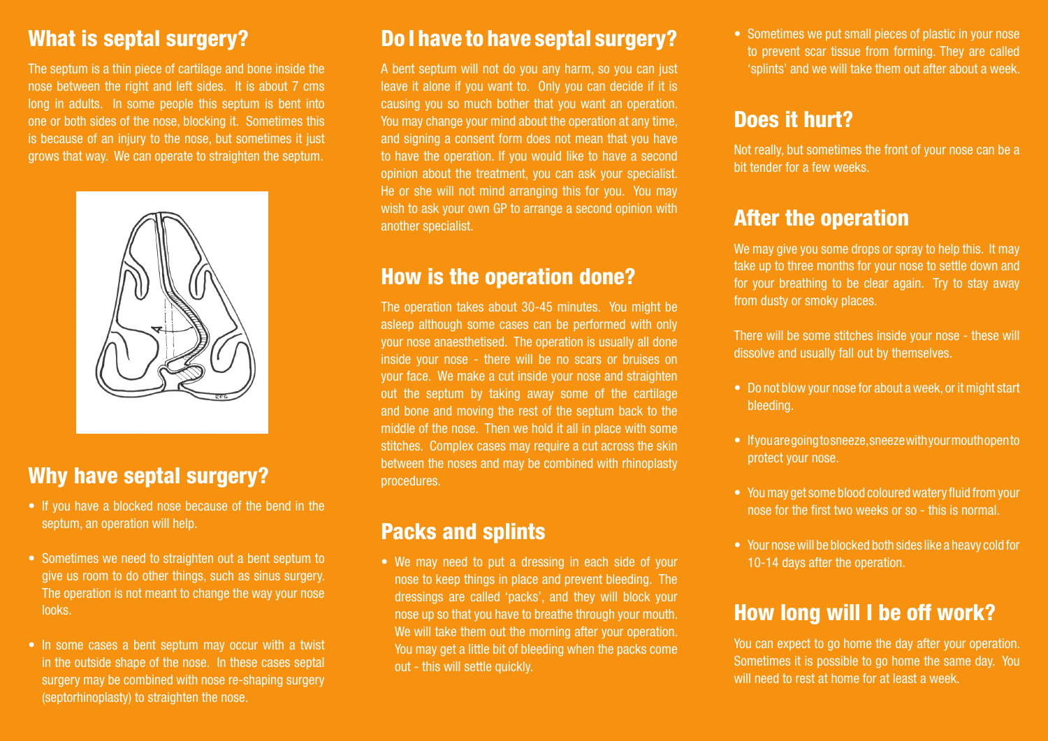## What is septal surgery?

The septum is a thin piece of cartilage and bone inside the nose between the right and left sides. It is about 7 cms long in adults. In some people this septum is bent into one or both sides of the nose, blocking it. Sometimes this is because of an injury to the nose, but sometimes it just grows that way. We can operate to straighten the septum.

## Why have septal surgery?

- If you have a blocked nose because of the bend in the septum, an operation will help.
- Sometimes we need to straighten out a bent septum to give us room to do other things, such as sinus surgery. The operation is not meant to change the way your nose looks.
- In some cases a bent septum may occur with a twist in the outside shape of the nose. In these cases septal surgery may be combined with nose re-shaping surgery (septorhinoplasty) to straighten the nose.

## Do I have to have septal surgery?

A bent septum will not do you any harm, so you can just leave it alone if you want to. Only you can decide if it is causing you so much bother that you want an operation. You may change your mind about the operation at any time, and signing a consent form does not mean that you have to have the operation. If you would like to have a second opinion about the treatment, you can ask your specialist. He or she will not mind arranging this for you. You may wish to ask your own GP to arrange a second opinion with another specialist.

## How is the operation done?

The operation takes about 30-45 minutes. You might be asleep although some cases can be performed with only your nose anaesthetised. The operation is usually all done inside your nose - there will be no scars or bruises on your face. We make a cut inside your nose and straighten out the septum by taking away some of the cartilage and bone and moving the rest of the septum back to the middle of the nose. Then we hold it all in place with some stitches. Complex cases may require a cut across the skin between the noses and may be combined with rhinoplasty procedures.

## Packs and splints

- We may need to put a dressing in each side of your nose to keep things in place and prevent bleeding. The dressings are called 'packs', and they will block your nose up so that you have to breathe through your mouth. We will take them out the morning after your operation. You may get a little bit of bleeding when the packs come out - this will settle quickly.
- Sometimes we put small pieces of plastic in your nose to prevent scar tissue from forming. They are called 'splints' and we will take them out after about a week.

## Does it hurt?

Not really, but sometimes the front of your nose can be a bit tender for a few weeks.

## After the operation

We may give you some drops or spray to help this. It may take up to three months for your nose to settle down and for your breathing to be clear again. Try to stay away from dusty or smoky places.

There will be some stitches inside your nose - these will dissolve and usually fall out by themselves.

- Do not blow your nose for about a week, or it might start bleeding.
- If you are going to sneeze, sneeze with your mouth open to protect your nose.
- You may get some blood coloured watery fluid from your nose for the first two weeks or so - this is normal.
- Your nose will be blocked both sides like a heavy cold for 10-14 days after the operation.

## How long will I be off work?

You can expect to go home the day after your operation. Sometimes it is possible to go home the same day. You will need to rest at home for at least a week.